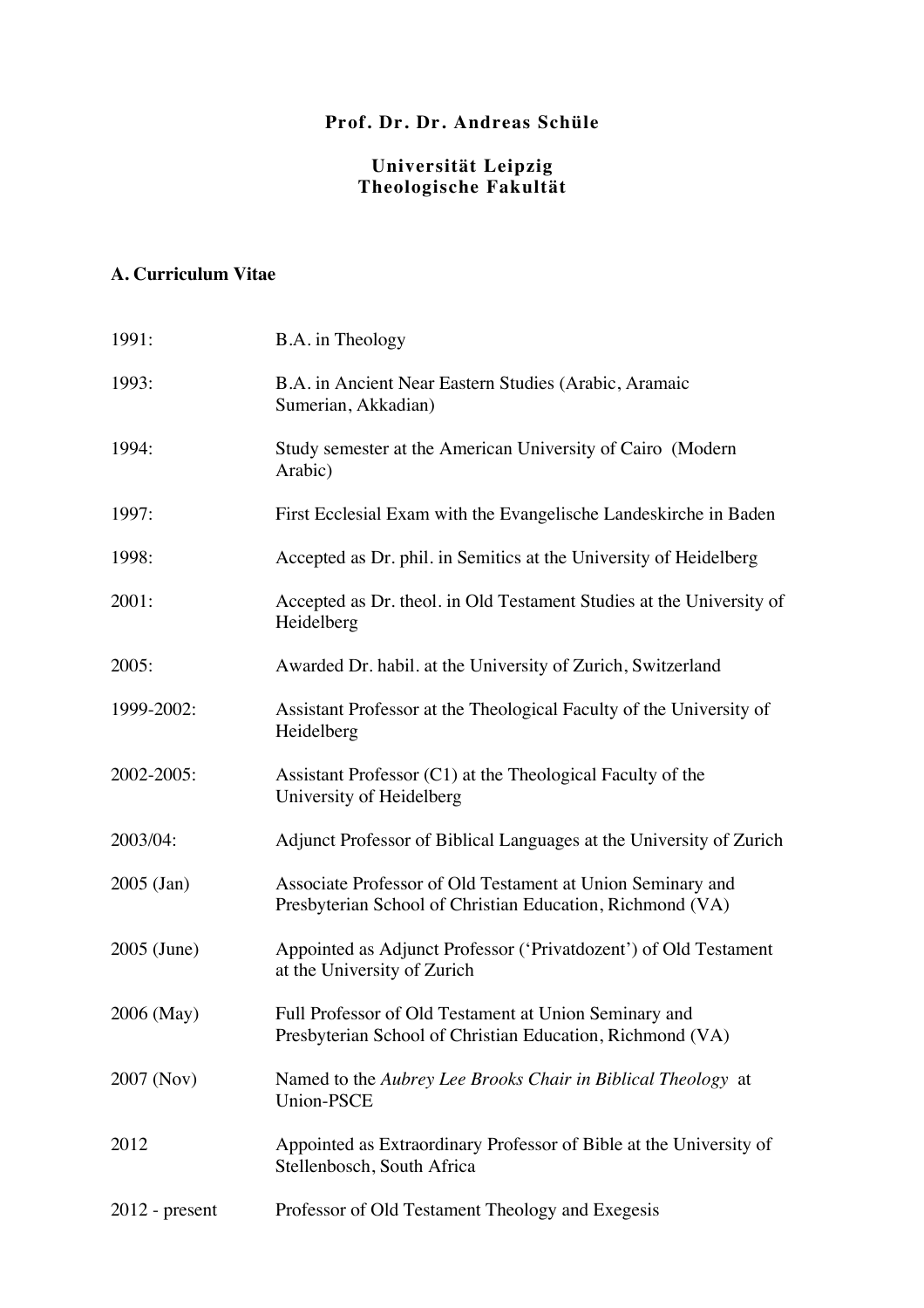**Prof. Dr. Dr. Andreas Schüle**

**Universität Leipzig**
**Theologische Fakultät**

## A. Curriculum Vitae

| | |
|---|---|
| 1991: | B.A. in Theology |
| 1993: | B.A. in Ancient Near Eastern Studies (Arabic, Aramaic Sumerian, Akkadian) |
| 1994: | Study semester at the American University of Cairo (Modern Arabic) |
| 1997: | First Ecclesial Exam with the Evangelische Landeskirche in Baden |
| 1998: | Accepted as Dr. phil. in Semitics at the University of Heidelberg |
| 2001: | Accepted as Dr. theol. in Old Testament Studies at the University of Heidelberg |
| 2005: | Awarded Dr. habil. at the University of Zurich, Switzerland |
| 1999-2002: | Assistant Professor at the Theological Faculty of the University of Heidelberg |
| 2002-2005: | Assistant Professor (C1) at the Theological Faculty of the University of Heidelberg |
| 2003/04: | Adjunct Professor of Biblical Languages at the University of Zurich |
| 2005 (Jan) | Associate Professor of Old Testament at Union Seminary and Presbyterian School of Christian Education, Richmond (VA) |
| 2005 (June) | Appointed as Adjunct Professor ('Privatdozent') of Old Testament at the University of Zurich |
| 2006 (May) | Full Professor of Old Testament at Union Seminary and Presbyterian School of Christian Education, Richmond (VA) |
| 2007 (Nov) | Named to the *Aubrey Lee Brooks Chair in Biblical Theology* at Union-PSCE |
| 2012 | Appointed as Extraordinary Professor of Bible at the University of Stellenbosch, South Africa |
| 2012 - present | Professor of Old Testament Theology and Exegesis |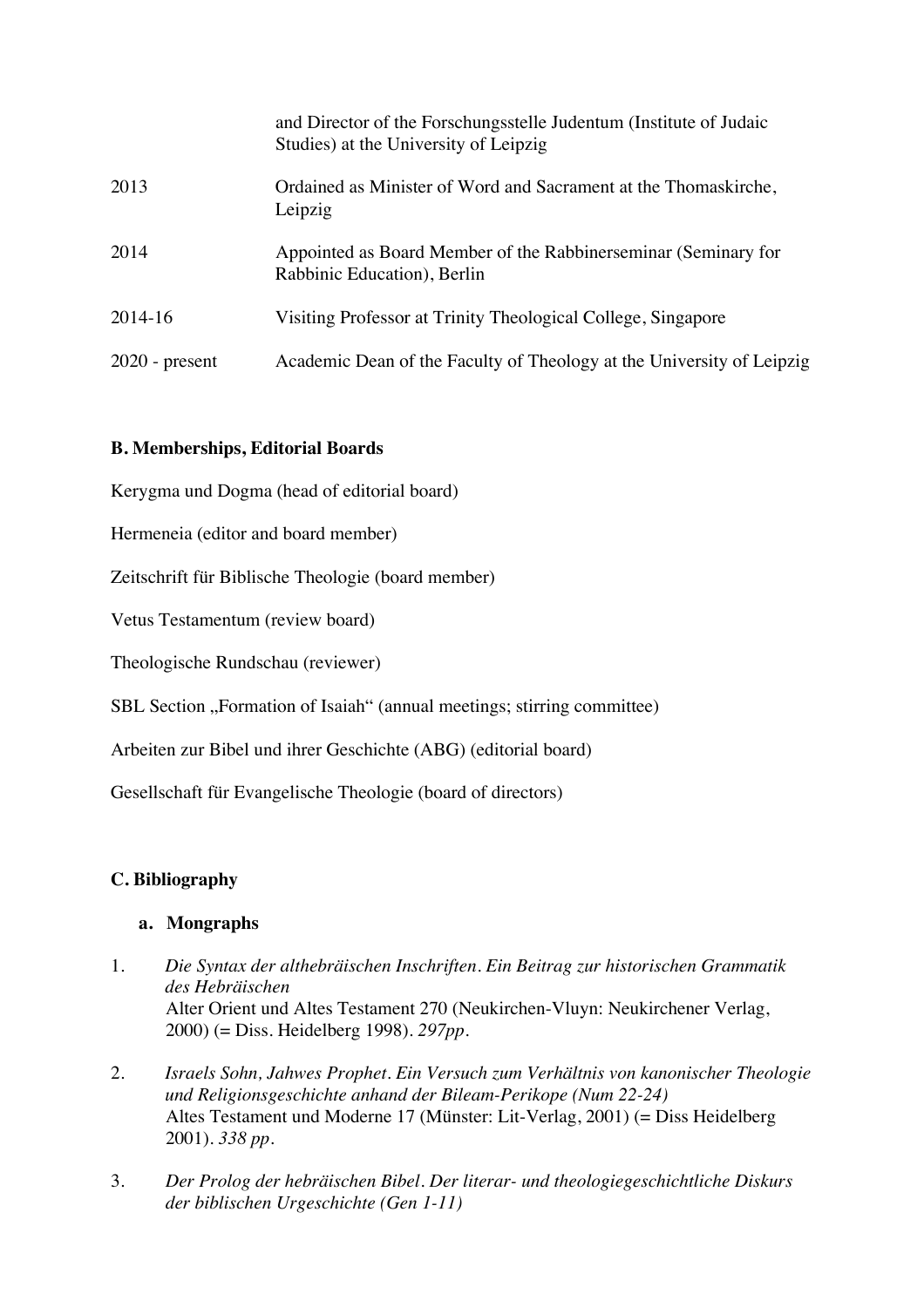| | |
|---|---|
| | and Director of the Forschungsstelle Judentum (Institute of Judaic Studies) at the University of Leipzig |
| 2013 | Ordained as Minister of Word and Sacrament at the Thomaskirche, Leipzig |
| 2014 | Appointed as Board Member of the Rabbinerseminar (Seminary for Rabbinic Education), Berlin |
| 2014-16 | Visiting Professor at Trinity Theological College, Singapore |
| 2020 - present | Academic Dean of the Faculty of Theology at the University of Leipzig |

### B. Memberships, Editorial Boards

Kerygma und Dogma (head of editorial board)

Hermeneia (editor and board member)

Zeitschrift für Biblische Theologie (board member)

Vetus Testamentum (review board)

Theologische Rundschau (reviewer)

SBL Section „Formation of Isaiah" (annual meetings; stirring committee)

Arbeiten zur Bibel und ihrer Geschichte (ABG) (editorial board)

Gesellschaft für Evangelische Theologie (board of directors)

### C. Bibliography

#### a. Mongraphs

1. *Die Syntax der althebräischen Inschriften. Ein Beitrag zur historischen Grammatik des Hebräischen*
   Alter Orient und Altes Testament 270 (Neukirchen-Vluyn: Neukirchener Verlag, 2000) (= Diss. Heidelberg 1998). *297pp*.

2. *Israels Sohn, Jahwes Prophet. Ein Versuch zum Verhältnis von kanonischer Theologie und Religionsgeschichte anhand der Bileam-Perikope (Num 22-24)*
   Altes Testament und Moderne 17 (Münster: Lit-Verlag, 2001) (= Diss Heidelberg 2001). *338 pp*.

3. *Der Prolog der hebräischen Bibel. Der literar- und theologiegeschichtliche Diskurs der biblischen Urgeschichte (Gen 1-11)*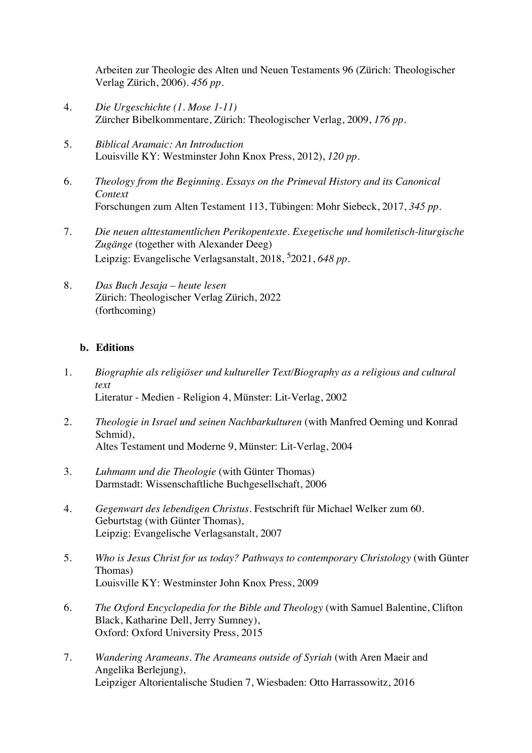Arbeiten zur Theologie des Alten und Neuen Testaments 96 (Zürich: Theologischer Verlag Zürich, 2006). *456 pp.*

4. *Die Urgeschichte (1. Mose 1-11)*
   Zürcher Bibelkommentare, Zürich: Theologischer Verlag, 2009, *176 pp.*

5. *Biblical Aramaic: An Introduction*
   Louisville KY: Westminster John Knox Press, 2012), *120 pp.*

6. *Theology from the Beginning. Essays on the Primeval History and its Canonical Context*
   Forschungen zum Alten Testament 113, Tübingen: Mohr Siebeck, 2017, *345 pp.*

7. *Die neuen alttestamentlichen Perikopentexte. Exegetische und homiletisch-liturgische Zugänge* (together with Alexander Deeg)
   Leipzig: Evangelische Verlagsanstalt, 2018, [5]2021, *648 pp.*

8. *Das Buch Jesaja – heute lesen*
   Zürich: Theologischer Verlag Zürich, 2022
   (forthcoming)

**b. Editions**

1. *Biographie als religiöser und kultureller Text/Biography as a religious and cultural text*
   Literatur - Medien - Religion 4, Münster: Lit-Verlag, 2002

2. *Theologie in Israel und seinen Nachbarkulturen* (with Manfred Oeming und Konrad Schmid),
   Altes Testament und Moderne 9, Münster: Lit-Verlag, 2004

3. *Luhmann und die Theologie* (with Günter Thomas)
   Darmstadt: Wissenschaftliche Buchgesellschaft, 2006

4. *Gegenwart des lebendigen Christus*. Festschrift für Michael Welker zum 60. Geburtstag (with Günter Thomas),
   Leipzig: Evangelische Verlagsanstalt, 2007

5. *Who is Jesus Christ for us today? Pathways to contemporary Christology* (with Günter Thomas)
   Louisville KY: Westminster John Knox Press, 2009

6. *The Oxford Encyclopedia for the Bible and Theology* (with Samuel Balentine, Clifton Black, Katharine Dell, Jerry Sumney),
   Oxford: Oxford University Press, 2015

7. *Wandering Arameans. The Arameans outside of Syriah* (with Aren Maeir and Angelika Berlejung),
   Leipziger Altorientalische Studien 7, Wiesbaden: Otto Harrassowitz, 2016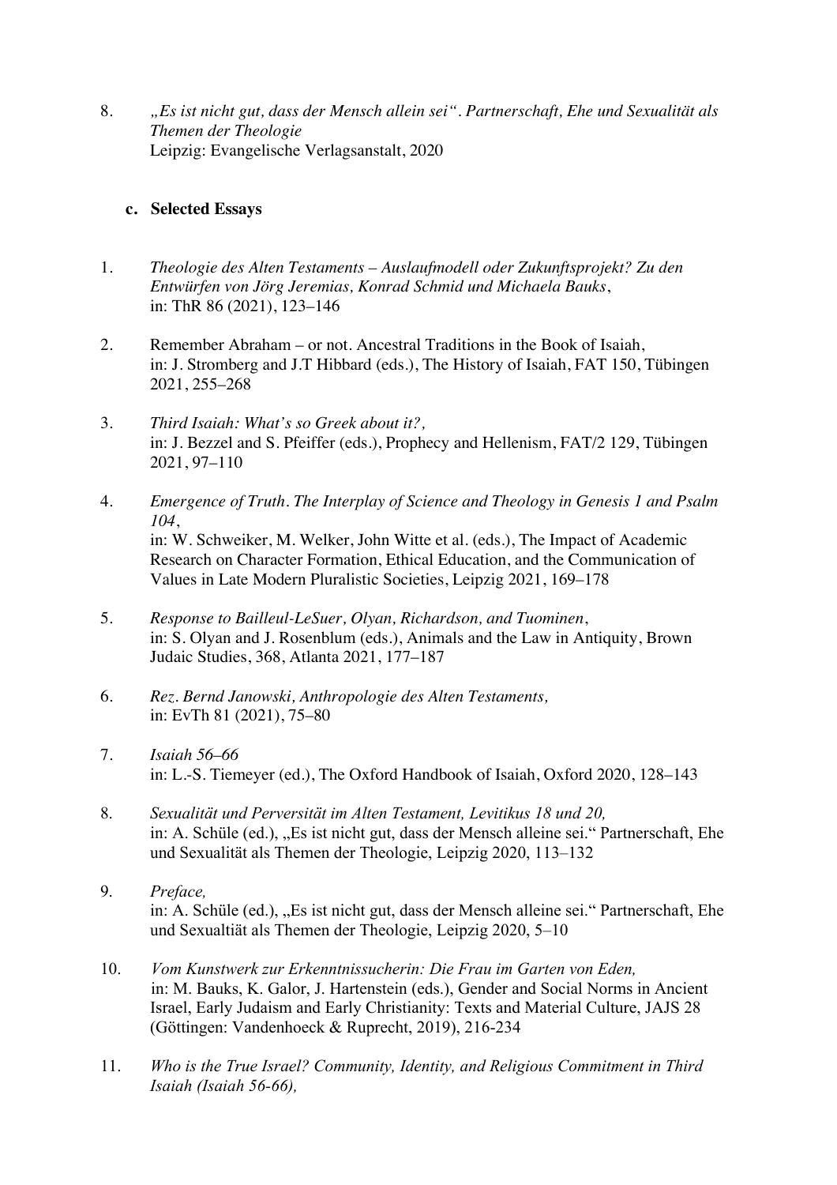8. *„Es ist nicht gut, dass der Mensch allein sei". Partnerschaft, Ehe und Sexualität als Themen der Theologie*
   Leipzig: Evangelische Verlagsanstalt, 2020

### c. Selected Essays

1. *Theologie des Alten Testaments – Auslaufmodell oder Zukunftsprojekt? Zu den Entwürfen von Jörg Jeremias, Konrad Schmid und Michaela Bauks*,
   in: ThR 86 (2021), 123–146

2. Remember Abraham – or not. Ancestral Traditions in the Book of Isaiah,
   in: J. Stromberg and J.T Hibbard (eds.), The History of Isaiah, FAT 150, Tübingen 2021, 255–268

3. *Third Isaiah: What's so Greek about it?,*
   in: J. Bezzel and S. Pfeiffer (eds.), Prophecy and Hellenism, FAT/2 129, Tübingen 2021, 97–110

4. *Emergence of Truth. The Interplay of Science and Theology in Genesis 1 and Psalm 104*,
   in: W. Schweiker, M. Welker, John Witte et al. (eds.), The Impact of Academic Research on Character Formation, Ethical Education, and the Communication of Values in Late Modern Pluralistic Societies, Leipzig 2021, 169–178

5. *Response to Bailleul-LeSuer, Olyan, Richardson, and Tuominen*,
   in: S. Olyan and J. Rosenblum (eds.), Animals and the Law in Antiquity, Brown Judaic Studies, 368, Atlanta 2021, 177–187

6. *Rez. Bernd Janowski, Anthropologie des Alten Testaments,*
   in: EvTh 81 (2021), 75–80

7. *Isaiah 56–66*
   in: L.-S. Tiemeyer (ed.), The Oxford Handbook of Isaiah, Oxford 2020, 128–143

8. *Sexualität und Perversität im Alten Testament, Levitikus 18 und 20,*
   in: A. Schüle (ed.), „Es ist nicht gut, dass der Mensch alleine sei." Partnerschaft, Ehe und Sexualität als Themen der Theologie, Leipzig 2020, 113–132

9. *Preface,*
   in: A. Schüle (ed.), „Es ist nicht gut, dass der Mensch alleine sei." Partnerschaft, Ehe und Sexualtiät als Themen der Theologie, Leipzig 2020, 5–10

10. *Vom Kunstwerk zur Erkenntnissucherin: Die Frau im Garten von Eden,*
    in: M. Bauks, K. Galor, J. Hartenstein (eds.), Gender and Social Norms in Ancient Israel, Early Judaism and Early Christianity: Texts and Material Culture, JAJS 28 (Göttingen: Vandenhoeck & Ruprecht, 2019), 216-234

11. *Who is the True Israel? Community, Identity, and Religious Commitment in Third Isaiah (Isaiah 56-66),*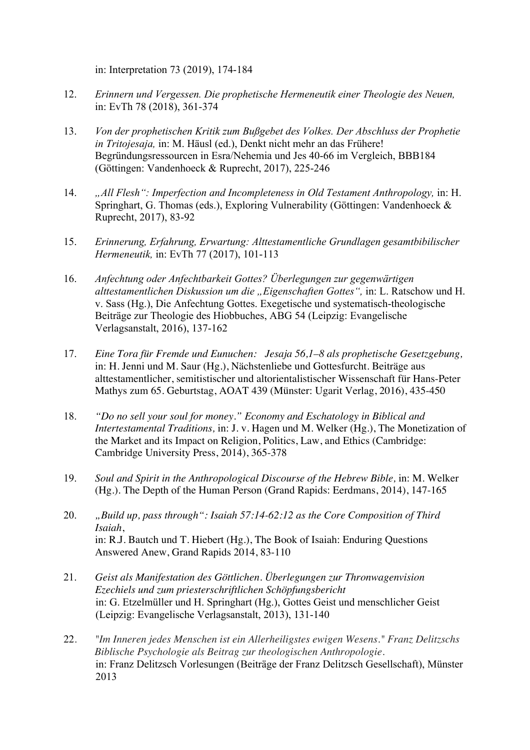in: Interpretation 73 (2019), 174-184

12. *Erinnern und Vergessen. Die prophetische Hermeneutik einer Theologie des Neuen,* in: EvTh 78 (2018), 361-374

13. *Von der prophetischen Kritik zum Bußgebet des Volkes. Der Abschluss der Prophetie in Tritojesaja,* in: M. Häusl (ed.), Denkt nicht mehr an das Frühere! Begründungsressourcen in Esra/Nehemia und Jes 40-66 im Vergleich, BBB184 (Göttingen: Vandenhoeck & Ruprecht, 2017), 225-246

14. *„All Flesh": Imperfection and Incompleteness in Old Testament Anthropology,* in: H. Springhart, G. Thomas (eds.), Exploring Vulnerability (Göttingen: Vandenhoeck & Ruprecht, 2017), 83-92

15. *Erinnerung, Erfahrung, Erwartung: Alttestamentliche Grundlagen gesamtbibilischer Hermeneutik,* in: EvTh 77 (2017), 101-113

16. *Anfechtung oder Anfechtbarkeit Gottes? Überlegungen zur gegenwärtigen alttestamentlichen Diskussion um die „Eigenschaften Gottes",* in: L. Ratschow und H. v. Sass (Hg.), Die Anfechtung Gottes. Exegetische und systematisch-theologische Beiträge zur Theologie des Hiobbuches, ABG 54 (Leipzig: Evangelische Verlagsanstalt, 2016), 137-162

17. *Eine Tora für Fremde und Eunuchen: Jesaja 56,1–8 als prophetische Gesetzgebung,* in: H. Jenni und M. Saur (Hg.), Nächstenliebe und Gottesfurcht. Beiträge aus alttestamentlicher, semitistischer und altorientalistischer Wissenschaft für Hans-Peter Mathys zum 65. Geburtstag, AOAT 439 (Münster: Ugarit Verlag, 2016), 435-450

18. *"Do no sell your soul for money." Economy and Eschatology in Biblical and Intertestamental Traditions,* in: J. v. Hagen und M. Welker (Hg.), The Monetization of the Market and its Impact on Religion, Politics, Law, and Ethics (Cambridge: Cambridge University Press, 2014), 365-378

19. *Soul and Spirit in the Anthropological Discourse of the Hebrew Bible,* in: M. Welker (Hg.). The Depth of the Human Person (Grand Rapids: Eerdmans, 2014), 147-165

20. *„Build up, pass through": Isaiah 57:14-62:12 as the Core Composition of Third Isaiah*, in: R.J. Bautch und T. Hiebert (Hg.), The Book of Isaiah: Enduring Questions Answered Anew, Grand Rapids 2014, 83-110

21. *Geist als Manifestation des Göttlichen. Überlegungen zur Thronwagenvision Ezechiels und zum priesterschriftlichen Schöpfungsbericht* in: G. Etzelmüller und H. Springhart (Hg.), Gottes Geist und menschlicher Geist (Leipzig: Evangelische Verlagsanstalt, 2013), 131-140

22. *"Im Inneren jedes Menschen ist ein Allerheiligstes ewigen Wesens." Franz Delitzschs Biblische Psychologie als Beitrag zur theologischen Anthropologie.* in: Franz Delitzsch Vorlesungen (Beiträge der Franz Delitzsch Gesellschaft), Münster 2013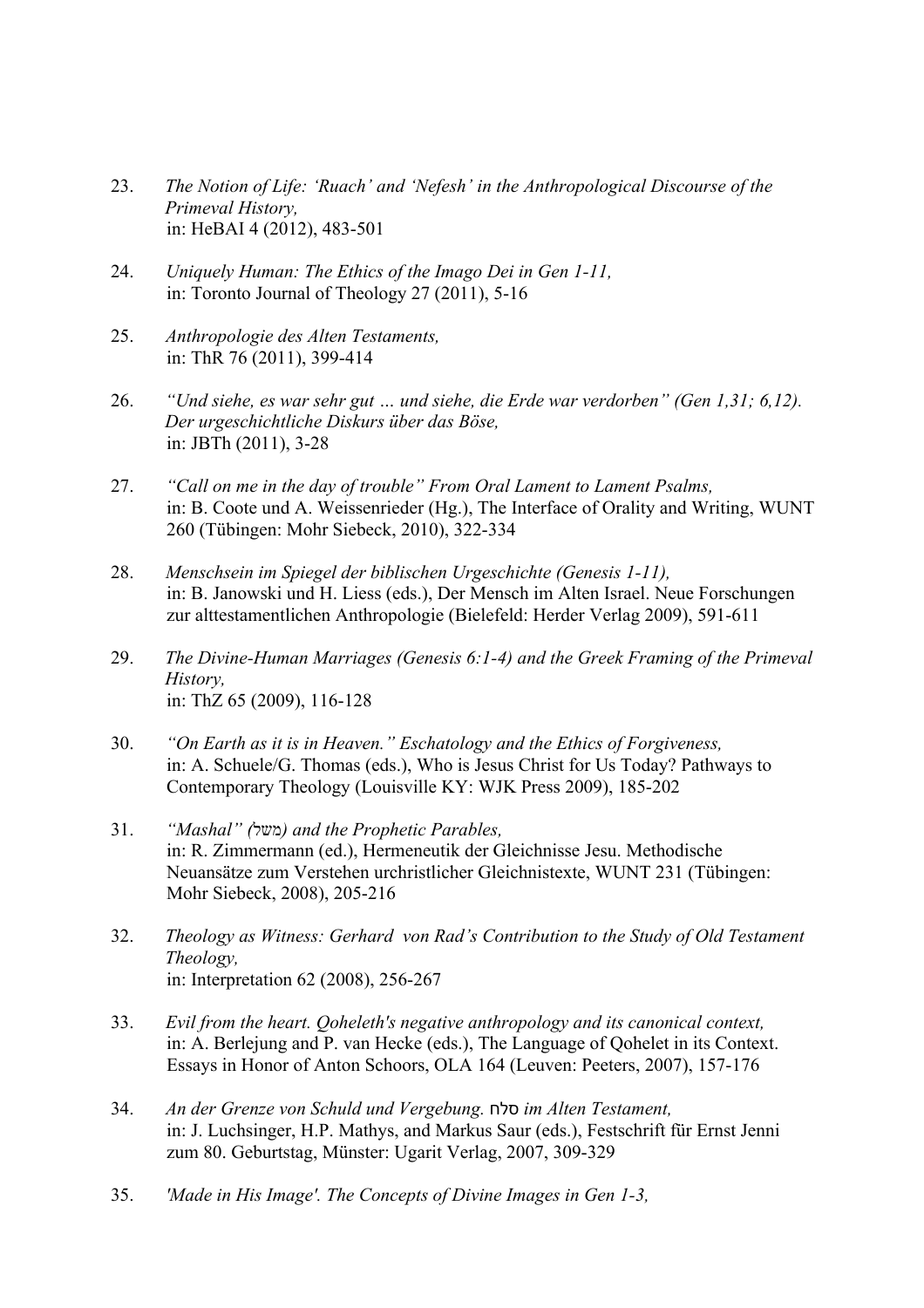23. *The Notion of Life: 'Ruach' and 'Nefesh' in the Anthropological Discourse of the Primeval History,*
    in: HeBAI 4 (2012), 483-501

24. *Uniquely Human: The Ethics of the Imago Dei in Gen 1-11,*
    in: Toronto Journal of Theology 27 (2011), 5-16

25. *Anthropologie des Alten Testaments,*
    in: ThR 76 (2011), 399-414

26. *"Und siehe, es war sehr gut … und siehe, die Erde war verdorben" (Gen 1,31; 6,12). Der urgeschichtliche Diskurs über das Böse,*
    in: JBTh (2011), 3-28

27. *"Call on me in the day of trouble" From Oral Lament to Lament Psalms,*
    in: B. Coote und A. Weissenrieder (Hg.), The Interface of Orality and Writing, WUNT 260 (Tübingen: Mohr Siebeck, 2010), 322-334

28. *Menschsein im Spiegel der biblischen Urgeschichte (Genesis 1-11),*
    in: B. Janowski und H. Liess (eds.), Der Mensch im Alten Israel. Neue Forschungen zur alttestamentlichen Anthropologie (Bielefeld: Herder Verlag 2009), 591-611

29. *The Divine-Human Marriages (Genesis 6:1-4) and the Greek Framing of the Primeval History,*
    in: ThZ 65 (2009), 116-128

30. *"On Earth as it is in Heaven." Eschatology and the Ethics of Forgiveness,*
    in: A. Schuele/G. Thomas (eds.), Who is Jesus Christ for Us Today? Pathways to Contemporary Theology (Louisville KY: WJK Press 2009), 185-202

31. *"Mashal" (משל) and the Prophetic Parables,*
    in: R. Zimmermann (ed.), Hermeneutik der Gleichnisse Jesu. Methodische Neuansätze zum Verstehen urchristlicher Gleichnistexte, WUNT 231 (Tübingen: Mohr Siebeck, 2008), 205-216

32. *Theology as Witness: Gerhard von Rad's Contribution to the Study of Old Testament Theology,*
    in: Interpretation 62 (2008), 256-267

33. *Evil from the heart. Qoheleth's negative anthropology and its canonical context,*
    in: A. Berlejung and P. van Hecke (eds.), The Language of Qohelet in its Context. Essays in Honor of Anton Schoors, OLA 164 (Leuven: Peeters, 2007), 157-176

34. *An der Grenze von Schuld und Vergebung.* סלח *im Alten Testament,*
    in: J. Luchsinger, H.P. Mathys, and Markus Saur (eds.), Festschrift für Ernst Jenni zum 80. Geburtstag, Münster: Ugarit Verlag, 2007, 309-329

35. *'Made in His Image'. The Concepts of Divine Images in Gen 1-3,*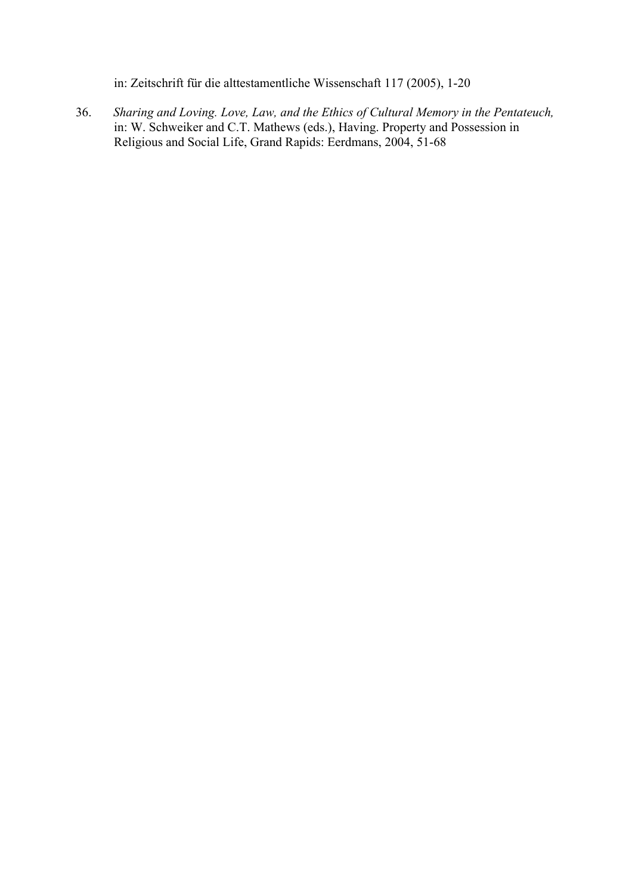in: Zeitschrift für die alttestamentliche Wissenschaft 117 (2005), 1-20

36. *Sharing and Loving. Love, Law, and the Ethics of Cultural Memory in the Pentateuch,* in: W. Schweiker and C.T. Mathews (eds.), Having. Property and Possession in Religious and Social Life, Grand Rapids: Eerdmans, 2004, 51-68